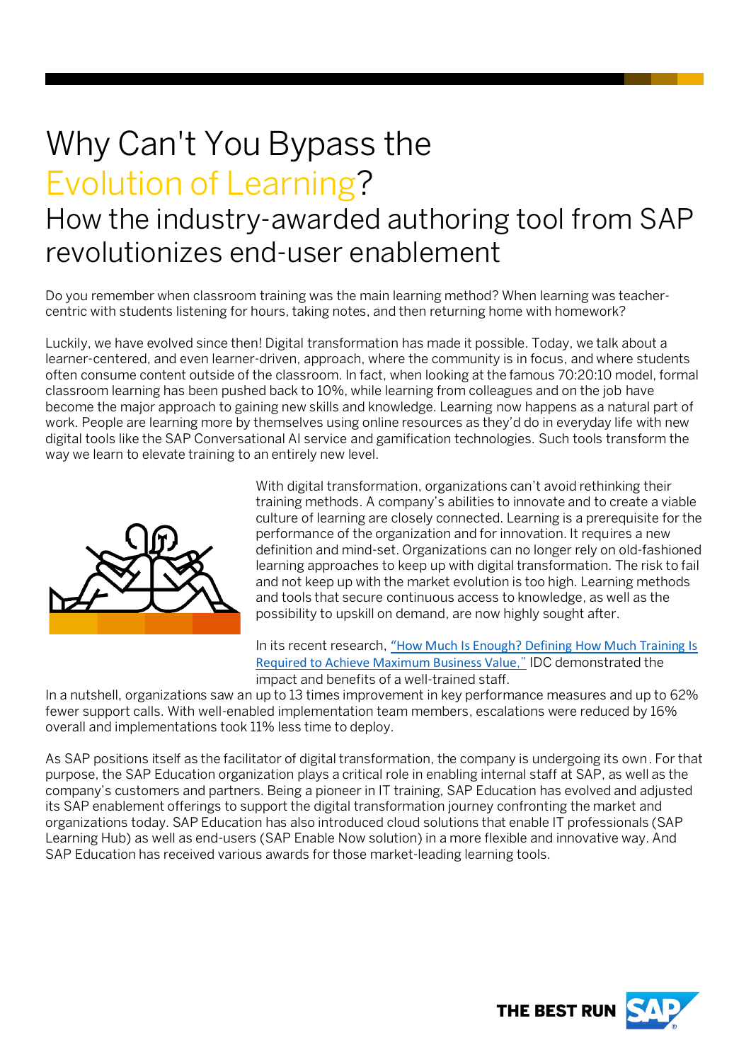# Why Can't You Bypass the Evolution of Learning?

## How the industry-awarded authoring tool from SAP revolutionizes end-user enablement

Do you remember when classroom training was the main learning method? When learning was teacher-centric with students listening for hours, taking notes, and then returning home with homework?

Luckily, we have evolved since then! Digital transformation has made it possible. Today, we talk about a learner-centered, and even learner-driven, approach, where the community is in focus, and where students often consume content outside of the classroom. In fact, when looking at the famous 70:20:10 model, formal classroom learning has been pushed back to 10%, while learning from colleagues and on the job have become the major approach to gaining new skills and knowledge. Learning now happens as a natural part of work. People are learning more by themselves using online resources as they'd do in everyday life with new digital tools like the SAP Conversational AI service and gamification technologies. Such tools transform the way we learn to elevate training to an entirely new level.

With digital transformation, organizations can't avoid rethinking their training methods. A company's abilities to innovate and to create a viable culture of learning are closely connected. Learning is a prerequisite for the performance of the organization and for innovation. It requires a new definition and mind-set. Organizations can no longer rely on old-fashioned learning approaches to keep up with digital transformation. The risk to fail and not keep up with the market evolution is too high. Learning methods and tools that secure continuous access to knowledge, as well as the possibility to upskill on demand, are now highly sought after.

In its recent research, "How Much Is Enough? Defining How Much Training Is Required to Achieve Maximum Business Value," IDC demonstrated the impact and benefits of a well-trained staff.
In a nutshell, organizations saw an up to 13 times improvement in key performance measures and up to 62% fewer support calls. With well-enabled implementation team members, escalations were reduced by 16% overall and implementations took 11% less time to deploy.

As SAP positions itself as the facilitator of digital transformation, the company is undergoing its own. For that purpose, the SAP Education organization plays a critical role in enabling internal staff at SAP, as well as the company's customers and partners. Being a pioneer in IT training, SAP Education has evolved and adjusted its SAP enablement offerings to support the digital transformation journey confronting the market and organizations today. SAP Education has also introduced cloud solutions that enable IT professionals (SAP Learning Hub) as well as end-users (SAP Enable Now solution) in a more flexible and innovative way. And SAP Education has received various awards for those market-leading learning tools.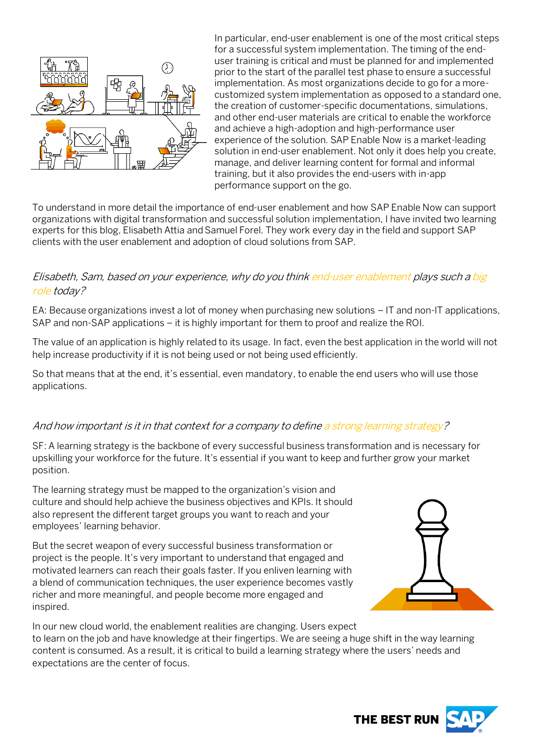In particular, end-user enablement is one of the most critical steps for a successful system implementation. The timing of the end-user training is critical and must be planned for and implemented prior to the start of the parallel test phase to ensure a successful implementation. As most organizations decide to go for a more-customized system implementation as opposed to a standard one, the creation of customer-specific documentations, simulations, and other end-user materials are critical to enable the workforce and achieve a high-adoption and high-performance user experience of the solution. SAP Enable Now is a market-leading solution in end-user enablement. Not only it does help you create, manage, and deliver learning content for formal and informal training, but it also provides the end-users with in-app performance support on the go.

To understand in more detail the importance of end-user enablement and how SAP Enable Now can support organizations with digital transformation and successful solution implementation, I have invited two learning experts for this blog, Elisabeth Attia and Samuel Forel. They work every day in the field and support SAP clients with the user enablement and adoption of cloud solutions from SAP.

*Elisabeth, Sam, based on your experience, why do you think end-user enablement plays such a big role today?*

EA: Because organizations invest a lot of money when purchasing new solutions – IT and non-IT applications, SAP and non-SAP applications – it is highly important for them to proof and realize the ROI.

The value of an application is highly related to its usage. In fact, even the best application in the world will not help increase productivity if it is not being used or not being used efficiently.

So that means that at the end, it's essential, even mandatory, to enable the end users who will use those applications.

*And how important is it in that context for a company to define a strong learning strategy?*

SF: A learning strategy is the backbone of every successful business transformation and is necessary for upskilling your workforce for the future. It's essential if you want to keep and further grow your market position.

The learning strategy must be mapped to the organization's vision and culture and should help achieve the business objectives and KPIs. It should also represent the different target groups you want to reach and your employees' learning behavior.

But the secret weapon of every successful business transformation or project is the people. It's very important to understand that engaged and motivated learners can reach their goals faster. If you enliven learning with a blend of communication techniques, the user experience becomes vastly richer and more meaningful, and people become more engaged and inspired.

In our new cloud world, the enablement realities are changing. Users expect to learn on the job and have knowledge at their fingertips. We are seeing a huge shift in the way learning content is consumed. As a result, it is critical to build a learning strategy where the users' needs and expectations are the center of focus.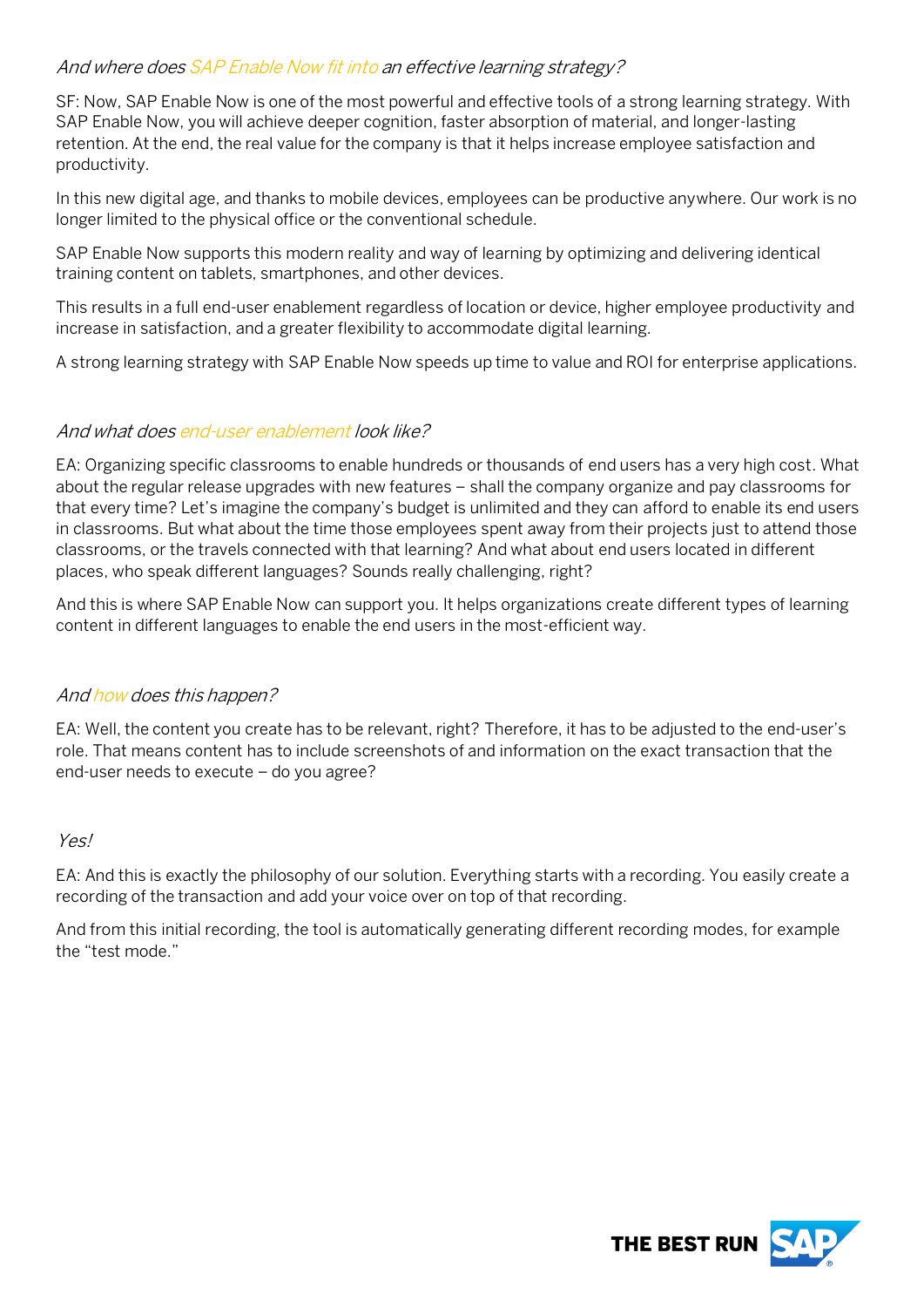*And where does SAP Enable Now fit into an effective learning strategy?*

SF: Now, SAP Enable Now is one of the most powerful and effective tools of a strong learning strategy. With SAP Enable Now, you will achieve deeper cognition, faster absorption of material, and longer-lasting retention. At the end, the real value for the company is that it helps increase employee satisfaction and productivity.

In this new digital age, and thanks to mobile devices, employees can be productive anywhere. Our work is no longer limited to the physical office or the conventional schedule.

SAP Enable Now supports this modern reality and way of learning by optimizing and delivering identical training content on tablets, smartphones, and other devices.

This results in a full end-user enablement regardless of location or device, higher employee productivity and increase in satisfaction, and a greater flexibility to accommodate digital learning.

A strong learning strategy with SAP Enable Now speeds up time to value and ROI for enterprise applications.

*And what does end-user enablement look like?*

EA: Organizing specific classrooms to enable hundreds or thousands of end users has a very high cost. What about the regular release upgrades with new features – shall the company organize and pay classrooms for that every time? Let's imagine the company's budget is unlimited and they can afford to enable its end users in classrooms. But what about the time those employees spent away from their projects just to attend those classrooms, or the travels connected with that learning? And what about end users located in different places, who speak different languages? Sounds really challenging, right?

And this is where SAP Enable Now can support you. It helps organizations create different types of learning content in different languages to enable the end users in the most-efficient way.

*And how does this happen?*

EA: Well, the content you create has to be relevant, right? Therefore, it has to be adjusted to the end-user's role. That means content has to include screenshots of and information on the exact transaction that the end-user needs to execute – do you agree?

*Yes!*

EA: And this is exactly the philosophy of our solution. Everything starts with a recording. You easily create a recording of the transaction and add your voice over on top of that recording.

And from this initial recording, the tool is automatically generating different recording modes, for example the "test mode."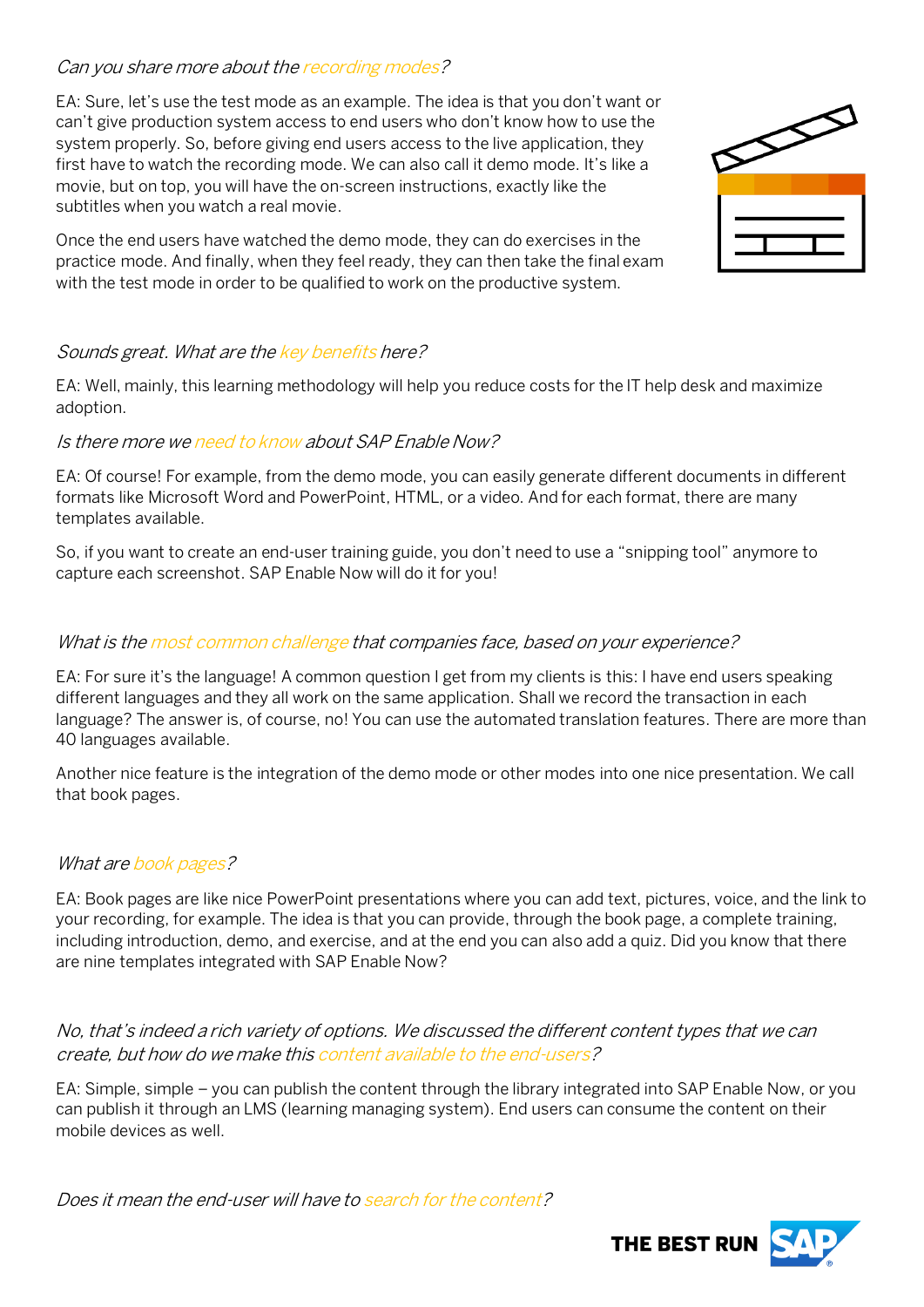*Can you share more about the recording modes?*

EA: Sure, let's use the test mode as an example. The idea is that you don't want or can't give production system access to end users who don't know how to use the system properly. So, before giving end users access to the live application, they first have to watch the recording mode. We can also call it demo mode. It's like a movie, but on top, you will have the on-screen instructions, exactly like the subtitles when you watch a real movie.

Once the end users have watched the demo mode, they can do exercises in the practice mode. And finally, when they feel ready, they can then take the final exam with the test mode in order to be qualified to work on the productive system.

*Sounds great. What are the key benefits here?*

EA: Well, mainly, this learning methodology will help you reduce costs for the IT help desk and maximize adoption.

*Is there more we need to know about SAP Enable Now?*

EA: Of course! For example, from the demo mode, you can easily generate different documents in different formats like Microsoft Word and PowerPoint, HTML, or a video. And for each format, there are many templates available.

So, if you want to create an end-user training guide, you don't need to use a "snipping tool" anymore to capture each screenshot. SAP Enable Now will do it for you!

*What is the most common challenge that companies face, based on your experience?*

EA: For sure it's the language! A common question I get from my clients is this: I have end users speaking different languages and they all work on the same application. Shall we record the transaction in each language? The answer is, of course, no! You can use the automated translation features. There are more than 40 languages available.

Another nice feature is the integration of the demo mode or other modes into one nice presentation. We call that book pages.

*What are book pages?*

EA: Book pages are like nice PowerPoint presentations where you can add text, pictures, voice, and the link to your recording, for example. The idea is that you can provide, through the book page, a complete training, including introduction, demo, and exercise, and at the end you can also add a quiz. Did you know that there are nine templates integrated with SAP Enable Now?

*No, that's indeed a rich variety of options. We discussed the different content types that we can create, but how do we make this content available to the end-users?*

EA: Simple, simple – you can publish the content through the library integrated into SAP Enable Now, or you can publish it through an LMS (learning managing system). End users can consume the content on their mobile devices as well.

*Does it mean the end-user will have to search for the content?*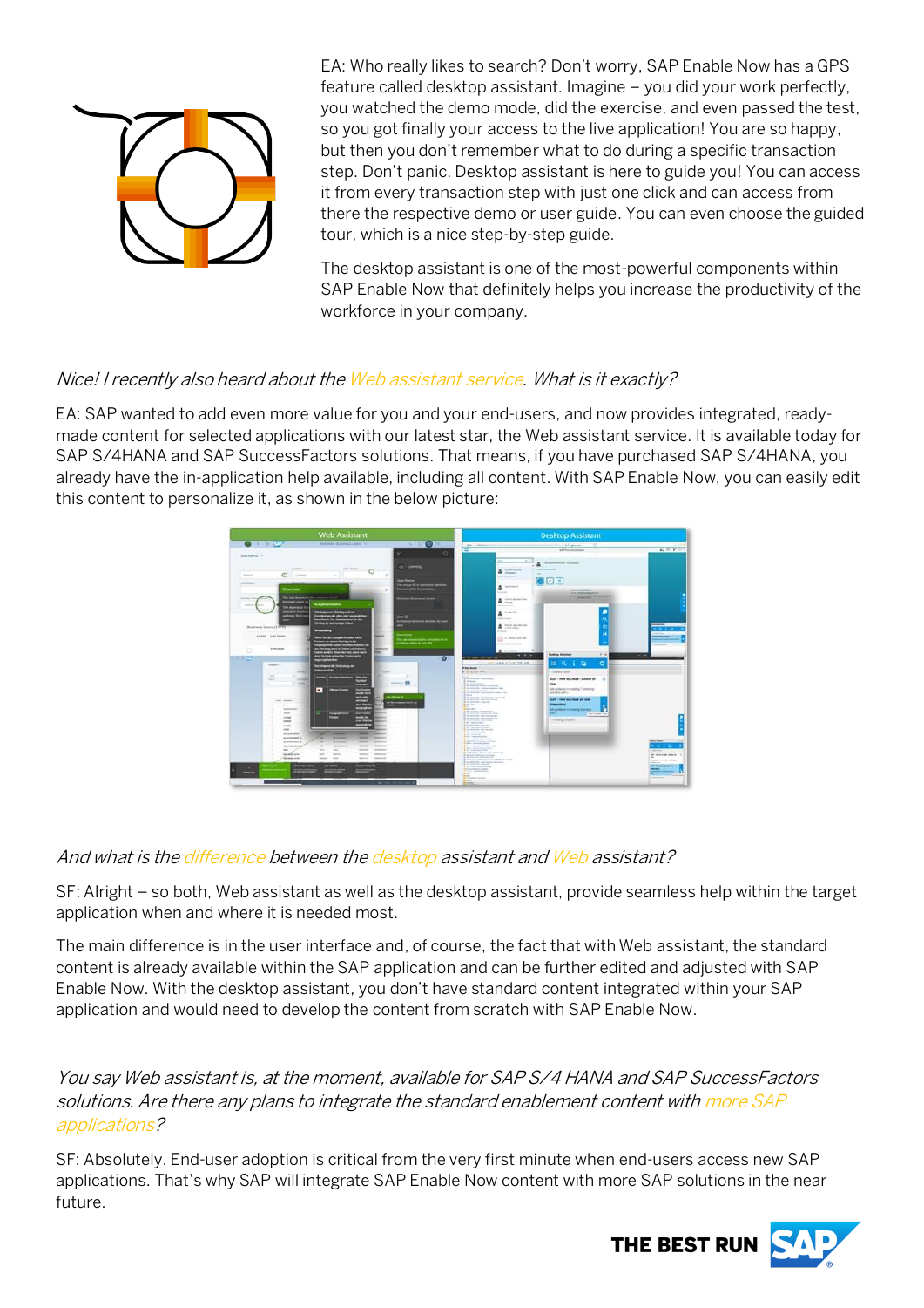EA: Who really likes to search? Don't worry, SAP Enable Now has a GPS feature called desktop assistant. Imagine – you did your work perfectly, you watched the demo mode, did the exercise, and even passed the test, so you got finally your access to the live application! You are so happy, but then you don't remember what to do during a specific transaction step. Don't panic. Desktop assistant is here to guide you! You can access it from every transaction step with just one click and can access from there the respective demo or user guide. You can even choose the guided tour, which is a nice step-by-step guide.

The desktop assistant is one of the most-powerful components within SAP Enable Now that definitely helps you increase the productivity of the workforce in your company.

*Nice! I recently also heard about the Web assistant service. What is it exactly?*

EA: SAP wanted to add even more value for you and your end-users, and now provides integrated, ready-made content for selected applications with our latest star, the Web assistant service. It is available today for SAP S/4HANA and SAP SuccessFactors solutions. That means, if you have purchased SAP S/4HANA, you already have the in-application help available, including all content. With SAP Enable Now, you can easily edit this content to personalize it, as shown in the below picture:

*And what is the difference between the desktop assistant and Web assistant?*

SF: Alright – so both, Web assistant as well as the desktop assistant, provide seamless help within the target application when and where it is needed most.

The main difference is in the user interface and, of course, the fact that with Web assistant, the standard content is already available within the SAP application and can be further edited and adjusted with SAP Enable Now. With the desktop assistant, you don't have standard content integrated within your SAP application and would need to develop the content from scratch with SAP Enable Now.

*You say Web assistant is, at the moment, available for SAP S/4 HANA and SAP SuccessFactors solutions. Are there any plans to integrate the standard enablement content with more SAP applications?*

SF: Absolutely. End-user adoption is critical from the very first minute when end-users access new SAP applications. That's why SAP will integrate SAP Enable Now content with more SAP solutions in the near future.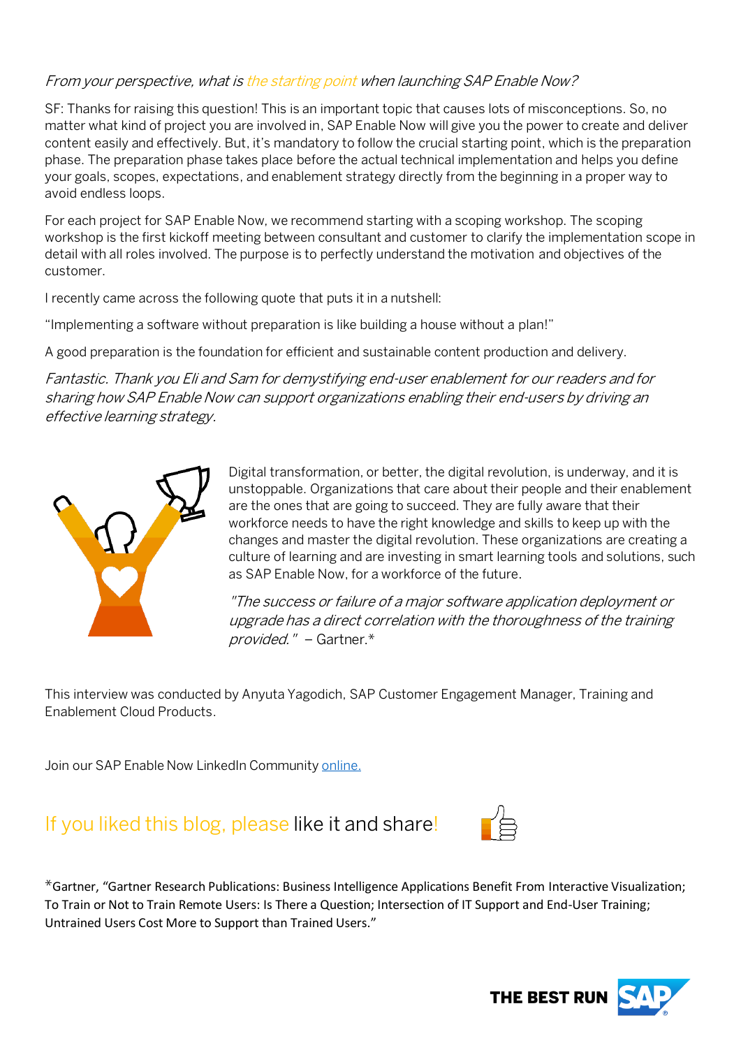*From your perspective, what is the starting point when launching SAP Enable Now?*

SF: Thanks for raising this question! This is an important topic that causes lots of misconceptions. So, no matter what kind of project you are involved in, SAP Enable Now will give you the power to create and deliver content easily and effectively. But, it's mandatory to follow the crucial starting point, which is the preparation phase. The preparation phase takes place before the actual technical implementation and helps you define your goals, scopes, expectations, and enablement strategy directly from the beginning in a proper way to avoid endless loops.

For each project for SAP Enable Now, we recommend starting with a scoping workshop. The scoping workshop is the first kickoff meeting between consultant and customer to clarify the implementation scope in detail with all roles involved. The purpose is to perfectly understand the motivation and objectives of the customer.

I recently came across the following quote that puts it in a nutshell:

"Implementing a software without preparation is like building a house without a plan!"

A good preparation is the foundation for efficient and sustainable content production and delivery.

*Fantastic. Thank you Eli and Sam for demystifying end-user enablement for our readers and for sharing how SAP Enable Now can support organizations enabling their end-users by driving an effective learning strategy.*

Digital transformation, or better, the digital revolution, is underway, and it is unstoppable. Organizations that care about their people and their enablement are the ones that are going to succeed. They are fully aware that their workforce needs to have the right knowledge and skills to keep up with the changes and master the digital revolution. These organizations are creating a culture of learning and are investing in smart learning tools and solutions, such as SAP Enable Now, for a workforce of the future.

*"The success or failure of a major software application deployment or upgrade has a direct correlation with the thoroughness of the training provided."* – Gartner.*

This interview was conducted by Anyuta Yagodich, SAP Customer Engagement Manager, Training and Enablement Cloud Products.

Join our SAP Enable Now LinkedIn Community [online.](online.)

## If you liked this blog, please like it and share!

*Gartner, "Gartner Research Publications: Business Intelligence Applications Benefit From Interactive Visualization; To Train or Not to Train Remote Users: Is There a Question; Intersection of IT Support and End-User Training; Untrained Users Cost More to Support than Trained Users."